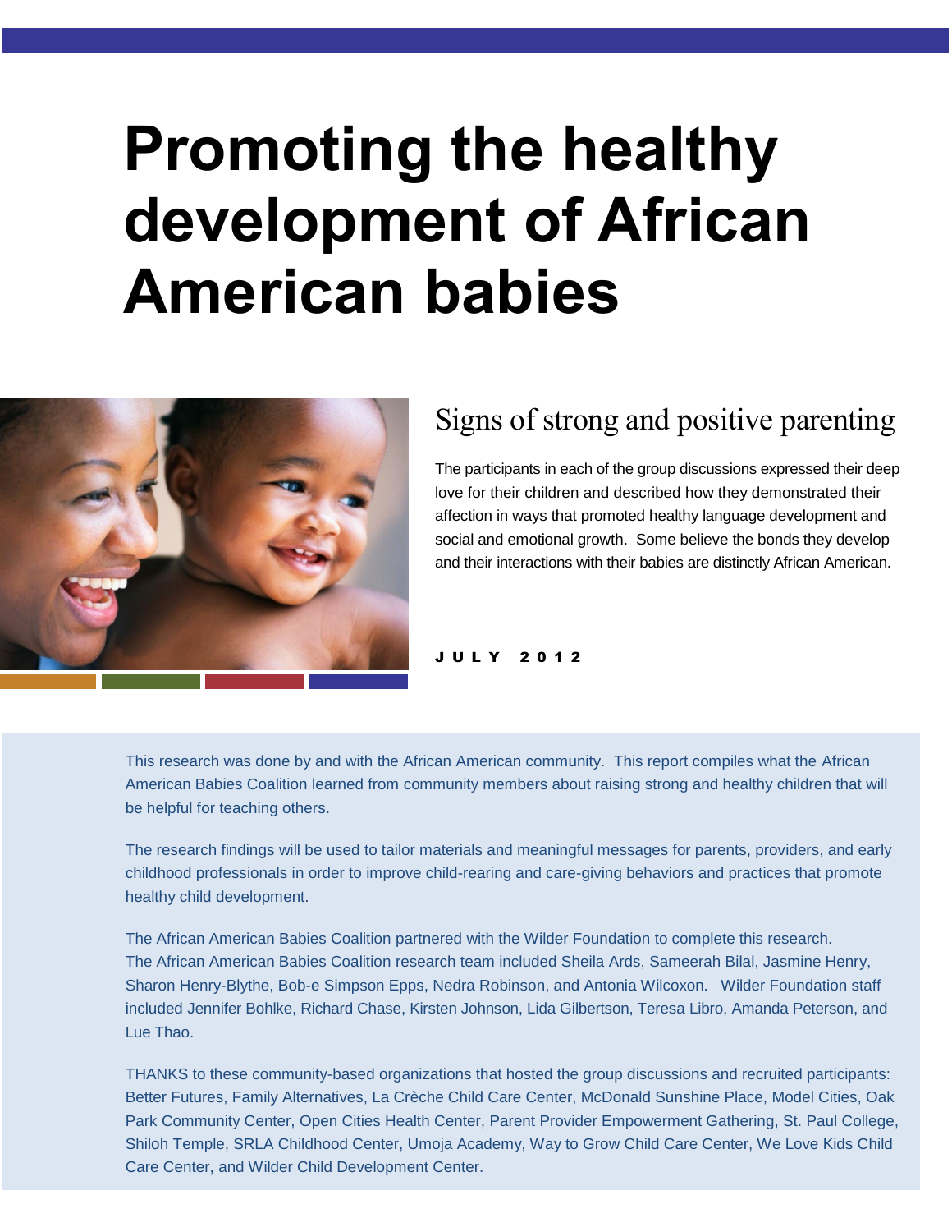# Promoting the healthy development of African American babies

## Signs of strong and positive parenting

The participants in each of the group discussions expressed their deep love for their children and described how they demonstrated their affection in ways that promoted healthy language development and social and emotional growth. Some believe the bonds they develop and their interactions with their babies are distinctly African American.

JULY 2012

This research was done by and with the African American community. This report compiles what the African American Babies Coalition learned from community members about raising strong and healthy children that will be helpful for teaching others.

The research findings will be used to tailor materials and meaningful messages for parents, providers, and early childhood professionals in order to improve child-rearing and care-giving behaviors and practices that promote healthy child development.

The African American Babies Coalition partnered with the Wilder Foundation to complete this research. The African American Babies Coalition research team included Sheila Ards, Sameerah Bilal, Jasmine Henry, Sharon Henry-Blythe, Bob-e Simpson Epps, Nedra Robinson, and Antonia Wilcoxon. Wilder Foundation staff included Jennifer Bohlke, Richard Chase, Kirsten Johnson, Lida Gilbertson, Teresa Libro, Amanda Peterson, and Lue Thao.

THANKS to these community-based organizations that hosted the group discussions and recruited participants: Better Futures, Family Alternatives, La Crèche Child Care Center, McDonald Sunshine Place, Model Cities, Oak Park Community Center, Open Cities Health Center, Parent Provider Empowerment Gathering, St. Paul College, Shiloh Temple, SRLA Childhood Center, Umoja Academy, Way to Grow Child Care Center, We Love Kids Child Care Center, and Wilder Child Development Center.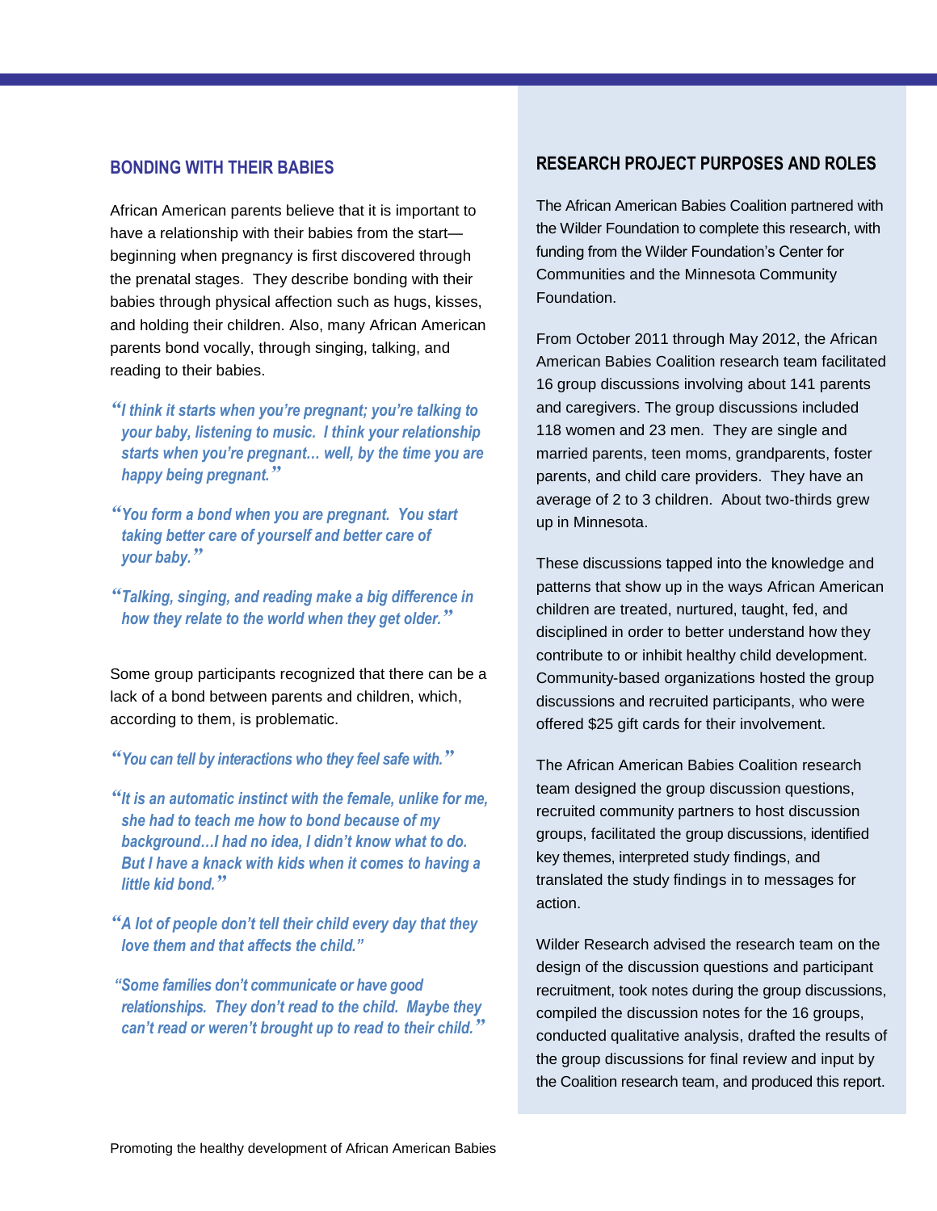## BONDING WITH THEIR BABIES

African American parents believe that it is important to have a relationship with their babies from the start—beginning when pregnancy is first discovered through the prenatal stages. They describe bonding with their babies through physical affection such as hugs, kisses, and holding their children. Also, many African American parents bond vocally, through singing, talking, and reading to their babies.

*"I think it starts when you're pregnant; you're talking to your baby, listening to music. I think your relationship starts when you're pregnant... well, by the time you are happy being pregnant."*

*"You form a bond when you are pregnant. You start taking better care of yourself and better care of your baby."*

*"Talking, singing, and reading make a big difference in how they relate to the world when they get older."*

Some group participants recognized that there can be a lack of a bond between parents and children, which, according to them, is problematic.

*"You can tell by interactions who they feel safe with."*

*"It is an automatic instinct with the female, unlike for me, she had to teach me how to bond because of my background…I had no idea, I didn't know what to do. But I have a knack with kids when it comes to having a little kid bond."*

*"A lot of people don't tell their child every day that they love them and that affects the child."*

*"Some families don't communicate or have good relationships. They don't read to the child. Maybe they can't read or weren't brought up to read to their child."*

## RESEARCH PROJECT PURPOSES AND ROLES

The African American Babies Coalition partnered with the Wilder Foundation to complete this research, with funding from the Wilder Foundation's Center for Communities and the Minnesota Community Foundation.

From October 2011 through May 2012, the African American Babies Coalition research team facilitated 16 group discussions involving about 141 parents and caregivers. The group discussions included 118 women and 23 men. They are single and married parents, teen moms, grandparents, foster parents, and child care providers. They have an average of 2 to 3 children. About two-thirds grew up in Minnesota.

These discussions tapped into the knowledge and patterns that show up in the ways African American children are treated, nurtured, taught, fed, and disciplined in order to better understand how they contribute to or inhibit healthy child development. Community-based organizations hosted the group discussions and recruited participants, who were offered $25 gift cards for their involvement.

The African American Babies Coalition research team designed the group discussion questions, recruited community partners to host discussion groups, facilitated the group discussions, identified key themes, interpreted study findings, and translated the study findings in to messages for action.

Wilder Research advised the research team on the design of the discussion questions and participant recruitment, took notes during the group discussions, compiled the discussion notes for the 16 groups, conducted qualitative analysis, drafted the results of the group discussions for final review and input by the Coalition research team, and produced this report.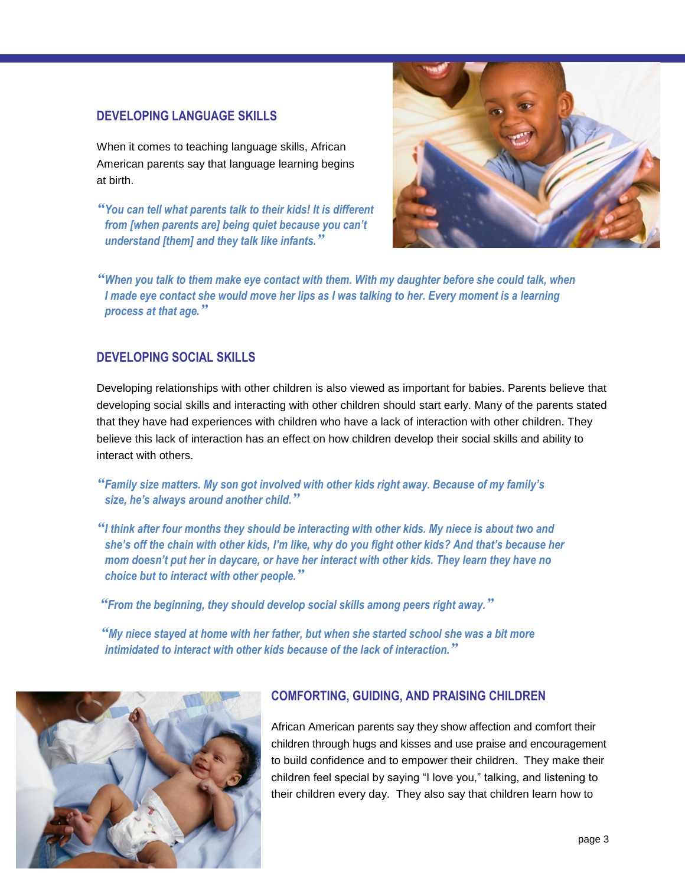## DEVELOPING LANGUAGE SKILLS

When it comes to teaching language skills, African American parents say that language learning begins at birth.

*"You can tell what parents talk to their kids! It is different from [when parents are] being quiet because you can't understand [them] and they talk like infants."*

*"When you talk to them make eye contact with them. With my daughter before she could talk, when I made eye contact she would move her lips as I was talking to her. Every moment is a learning process at that age."*

## DEVELOPING SOCIAL SKILLS

Developing relationships with other children is also viewed as important for babies. Parents believe that developing social skills and interacting with other children should start early. Many of the parents stated that they have had experiences with children who have a lack of interaction with other children. They believe this lack of interaction has an effect on how children develop their social skills and ability to interact with others.

*"Family size matters. My son got involved with other kids right away. Because of my family's size, he's always around another child."*

*"I think after four months they should be interacting with other kids. My niece is about two and she's off the chain with other kids, I'm like, why do you fight other kids? And that's because her mom doesn't put her in daycare, or have her interact with other kids. They learn they have no choice but to interact with other people."*

*"From the beginning, they should develop social skills among peers right away."*

*"My niece stayed at home with her father, but when she started school she was a bit more intimidated to interact with other kids because of the lack of interaction."*

## COMFORTING, GUIDING, AND PRAISING CHILDREN

African American parents say they show affection and comfort their children through hugs and kisses and use praise and encouragement to build confidence and to empower their children. They make their children feel special by saying "I love you," talking, and listening to their children every day. They also say that children learn how to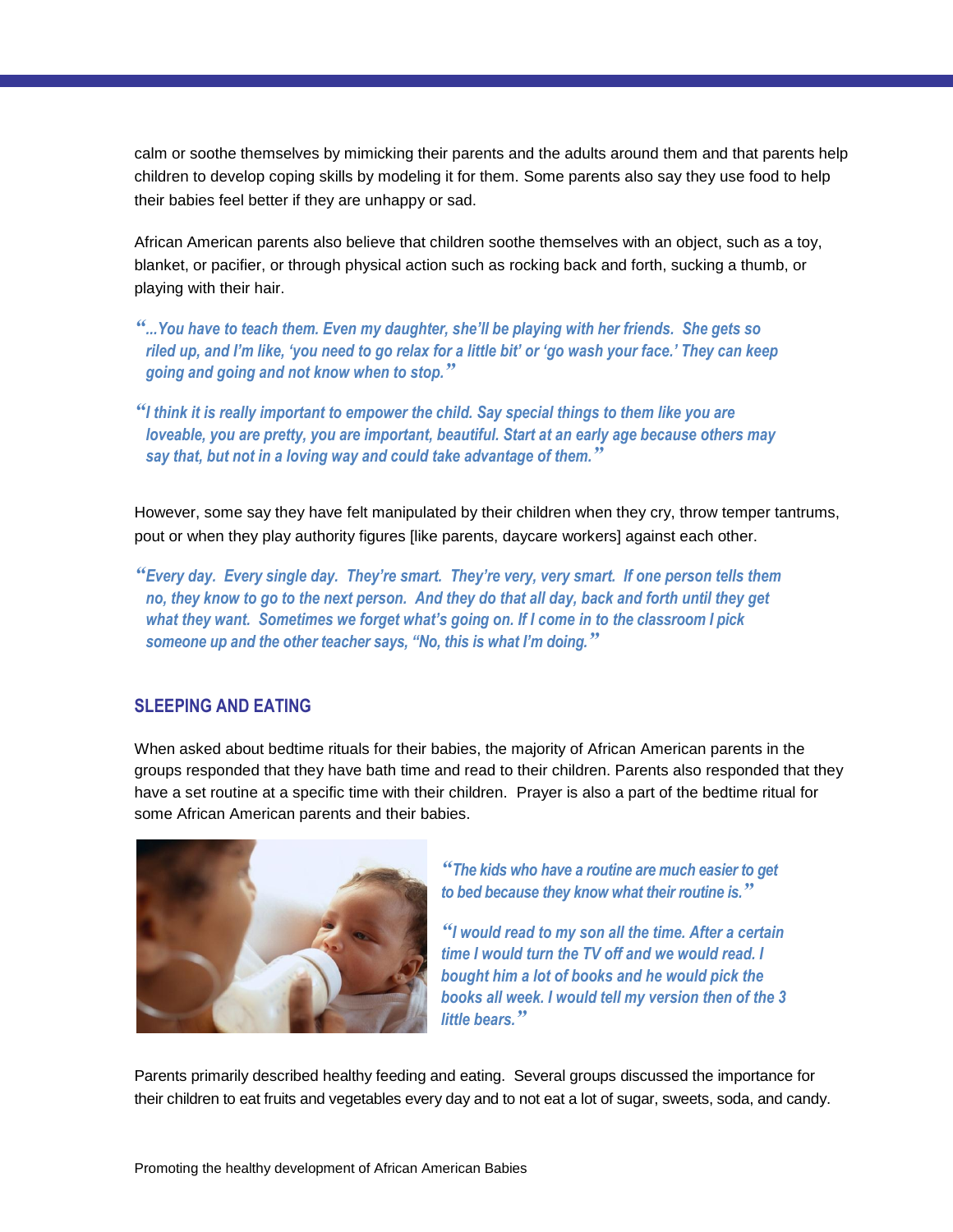calm or soothe themselves by mimicking their parents and the adults around them and that parents help children to develop coping skills by modeling it for them. Some parents also say they use food to help their babies feel better if they are unhappy or sad.

African American parents also believe that children soothe themselves with an object, such as a toy, blanket, or pacifier, or through physical action such as rocking back and forth, sucking a thumb, or playing with their hair.

> *"...You have to teach them. Even my daughter, she'll be playing with her friends. She gets so riled up, and I'm like, 'you need to go relax for a little bit' or 'go wash your face.' They can keep going and going and not know when to stop."*

> *"I think it is really important to empower the child. Say special things to them like you are loveable, you are pretty, you are important, beautiful. Start at an early age because others may say that, but not in a loving way and could take advantage of them."*

However, some say they have felt manipulated by their children when they cry, throw temper tantrums, pout or when they play authority figures [like parents, daycare workers] against each other.

> *"Every day. Every single day. They're smart. They're very, very smart. If one person tells them no, they know to go to the next person. And they do that all day, back and forth until they get what they want. Sometimes we forget what's going on. If I come in to the classroom I pick someone up and the other teacher says, "No, this is what I'm doing."*

## SLEEPING AND EATING

When asked about bedtime rituals for their babies, the majority of African American parents in the groups responded that they have bath time and read to their children. Parents also responded that they have a set routine at a specific time with their children. Prayer is also a part of the bedtime ritual for some African American parents and their babies.

> *"The kids who have a routine are much easier to get to bed because they know what their routine is."*

> *"I would read to my son all the time. After a certain time I would turn the TV off and we would read. I bought him a lot of books and he would pick the books all week. I would tell my version then of the 3 little bears."*

Parents primarily described healthy feeding and eating. Several groups discussed the importance for their children to eat fruits and vegetables every day and to not eat a lot of sugar, sweets, soda, and candy.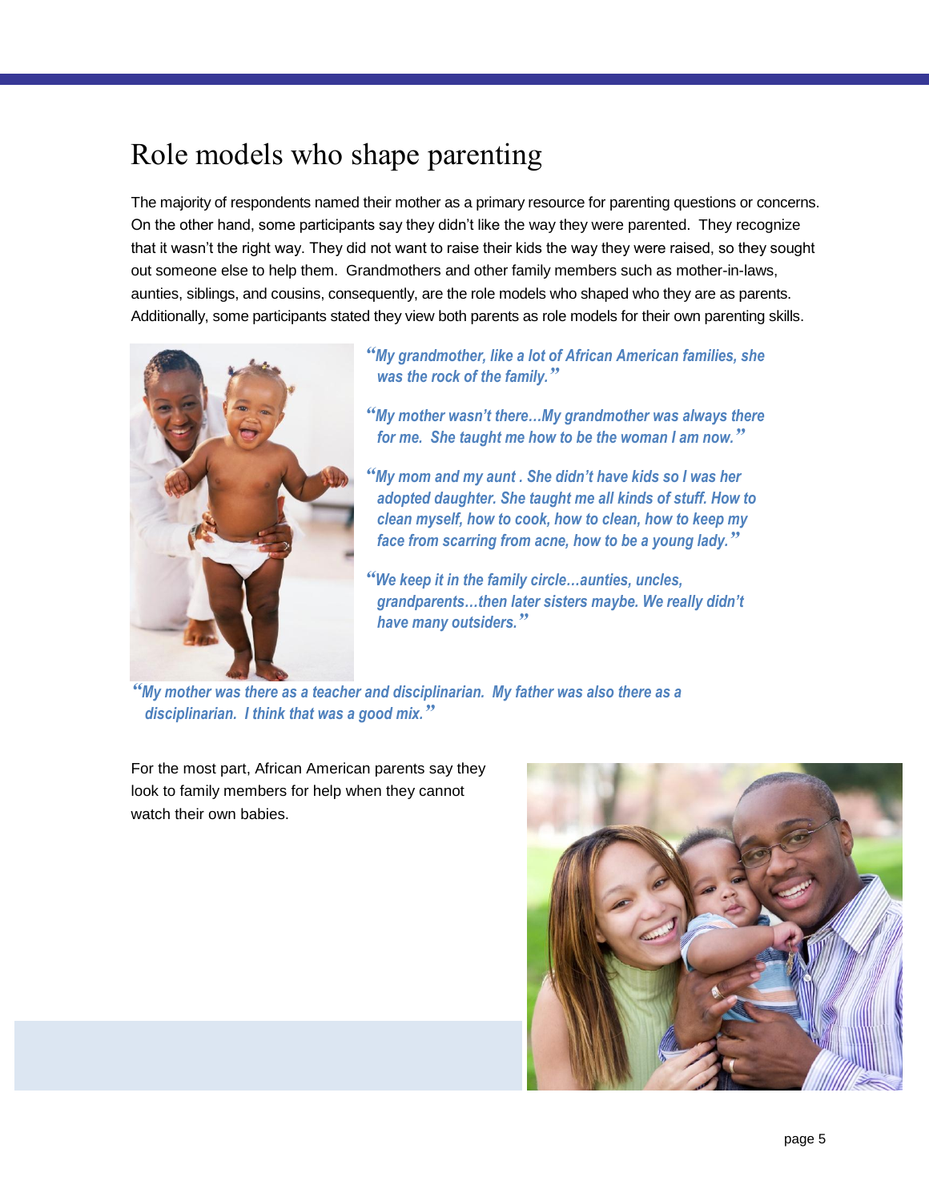# Role models who shape parenting

The majority of respondents named their mother as a primary resource for parenting questions or concerns. On the other hand, some participants say they didn't like the way they were parented. They recognize that it wasn't the right way. They did not want to raise their kids the way they were raised, so they sought out someone else to help them. Grandmothers and other family members such as mother-in-laws, aunties, siblings, and cousins, consequently, are the role models who shaped who they are as parents. Additionally, some participants stated they view both parents as role models for their own parenting skills.

*"My grandmother, like a lot of African American families, she was the rock of the family."*

*"My mother wasn't there…My grandmother was always there for me. She taught me how to be the woman I am now."*

*"My mom and my aunt . She didn't have kids so I was her adopted daughter. She taught me all kinds of stuff. How to clean myself, how to cook, how to clean, how to keep my face from scarring from acne, how to be a young lady."*

*"We keep it in the family circle…aunties, uncles, grandparents…then later sisters maybe. We really didn't have many outsiders."*

*"My mother was there as a teacher and disciplinarian. My father was also there as a disciplinarian. I think that was a good mix."*

For the most part, African American parents say they look to family members for help when they cannot watch their own babies.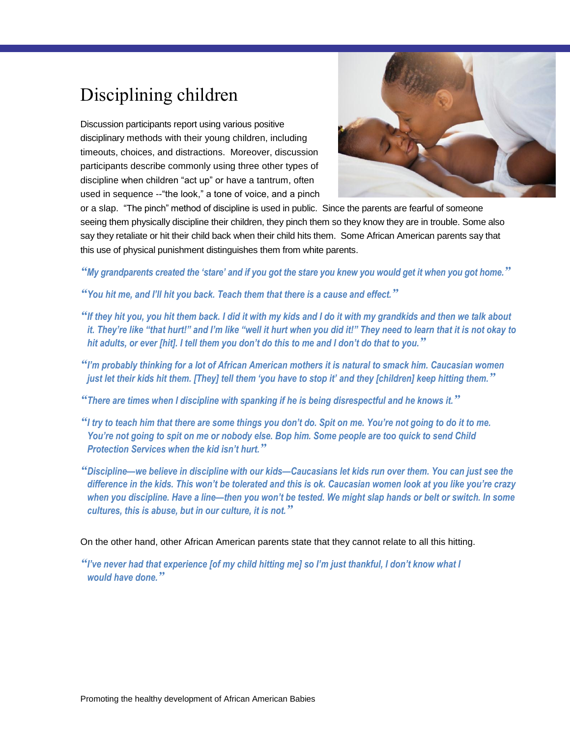# Disciplining children

Discussion participants report using various positive disciplinary methods with their young children, including timeouts, choices, and distractions. Moreover, discussion participants describe commonly using three other types of discipline when children "act up" or have a tantrum, often used in sequence --"the look," a tone of voice, and a pinch or a slap. "The pinch" method of discipline is used in public. Since the parents are fearful of someone seeing them physically discipline their children, they pinch them so they know they are in trouble. Some also say they retaliate or hit their child back when their child hits them. Some African American parents say that this use of physical punishment distinguishes them from white parents.

*"My grandparents created the 'stare' and if you got the stare you knew you would get it when you got home."*

*"You hit me, and I'll hit you back. Teach them that there is a cause and effect."*

*"If they hit you, you hit them back. I did it with my kids and I do it with my grandkids and then we talk about it. They're like "that hurt!" and I'm like "well it hurt when you did it!" They need to learn that it is not okay to hit adults, or ever [hit]. I tell them you don't do this to me and I don't do that to you."*

*"I'm probably thinking for a lot of African American mothers it is natural to smack him. Caucasian women just let their kids hit them. [They] tell them 'you have to stop it' and they [children] keep hitting them."*

*"There are times when I discipline with spanking if he is being disrespectful and he knows it."*

*"I try to teach him that there are some things you don't do. Spit on me. You're not going to do it to me. You're not going to spit on me or nobody else. Bop him. Some people are too quick to send Child Protection Services when the kid isn't hurt."*

*"Discipline—we believe in discipline with our kids—Caucasians let kids run over them. You can just see the difference in the kids. This won't be tolerated and this is ok. Caucasian women look at you like you're crazy when you discipline. Have a line—then you won't be tested. We might slap hands or belt or switch. In some cultures, this is abuse, but in our culture, it is not."*

On the other hand, other African American parents state that they cannot relate to all this hitting.

*"I've never had that experience [of my child hitting me] so I'm just thankful, I don't know what I would have done."*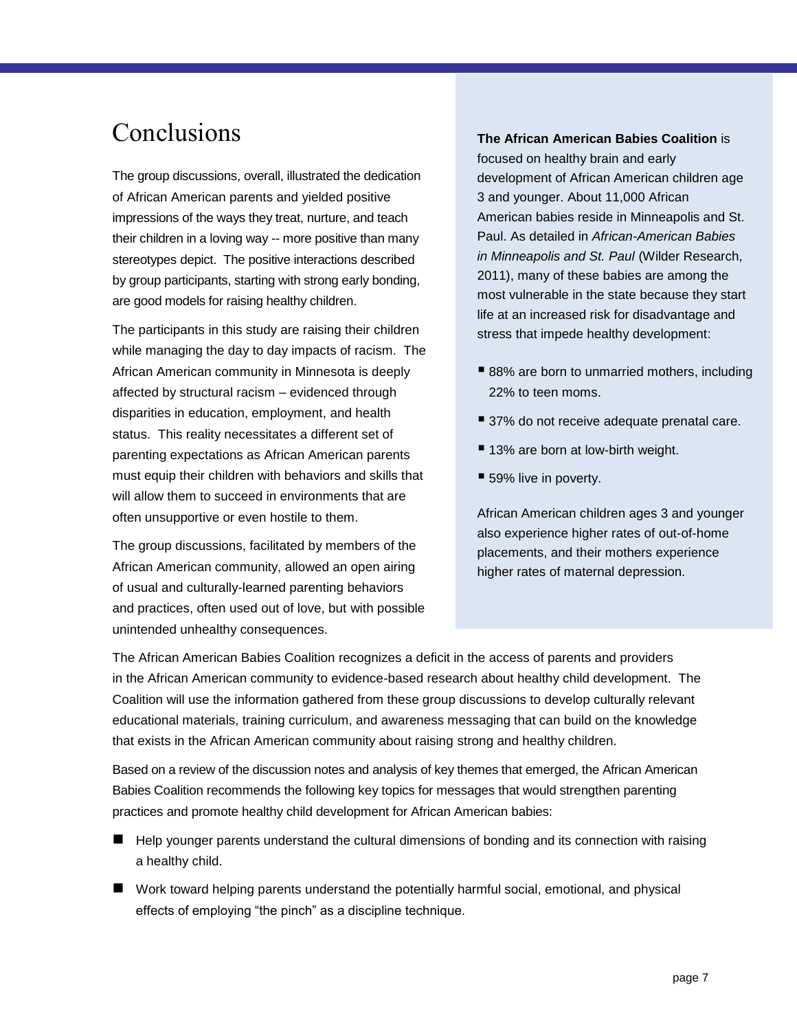# Conclusions

The group discussions, overall, illustrated the dedication of African American parents and yielded positive impressions of the ways they treat, nurture, and teach their children in a loving way -- more positive than many stereotypes depict. The positive interactions described by group participants, starting with strong early bonding, are good models for raising healthy children.

The participants in this study are raising their children while managing the day to day impacts of racism. The African American community in Minnesota is deeply affected by structural racism – evidenced through disparities in education, employment, and health status. This reality necessitates a different set of parenting expectations as African American parents must equip their children with behaviors and skills that will allow them to succeed in environments that are often unsupportive or even hostile to them.

The group discussions, facilitated by members of the African American community, allowed an open airing of usual and culturally-learned parenting behaviors and practices, often used out of love, but with possible unintended unhealthy consequences.

**The African American Babies Coalition** is focused on healthy brain and early development of African American children age 3 and younger. About 11,000 African American babies reside in Minneapolis and St. Paul. As detailed in *African-American Babies in Minneapolis and St. Paul* (Wilder Research, 2011), many of these babies are among the most vulnerable in the state because they start life at an increased risk for disadvantage and stress that impede healthy development:

- 88% are born to unmarried mothers, including 22% to teen moms.
- 37% do not receive adequate prenatal care.
- 13% are born at low-birth weight.
- 59% live in poverty.

African American children ages 3 and younger also experience higher rates of out-of-home placements, and their mothers experience higher rates of maternal depression.

The African American Babies Coalition recognizes a deficit in the access of parents and providers in the African American community to evidence-based research about healthy child development. The Coalition will use the information gathered from these group discussions to develop culturally relevant educational materials, training curriculum, and awareness messaging that can build on the knowledge that exists in the African American community about raising strong and healthy children.

Based on a review of the discussion notes and analysis of key themes that emerged, the African American Babies Coalition recommends the following key topics for messages that would strengthen parenting practices and promote healthy child development for African American babies:

- Help younger parents understand the cultural dimensions of bonding and its connection with raising a healthy child.
- Work toward helping parents understand the potentially harmful social, emotional, and physical effects of employing "the pinch" as a discipline technique.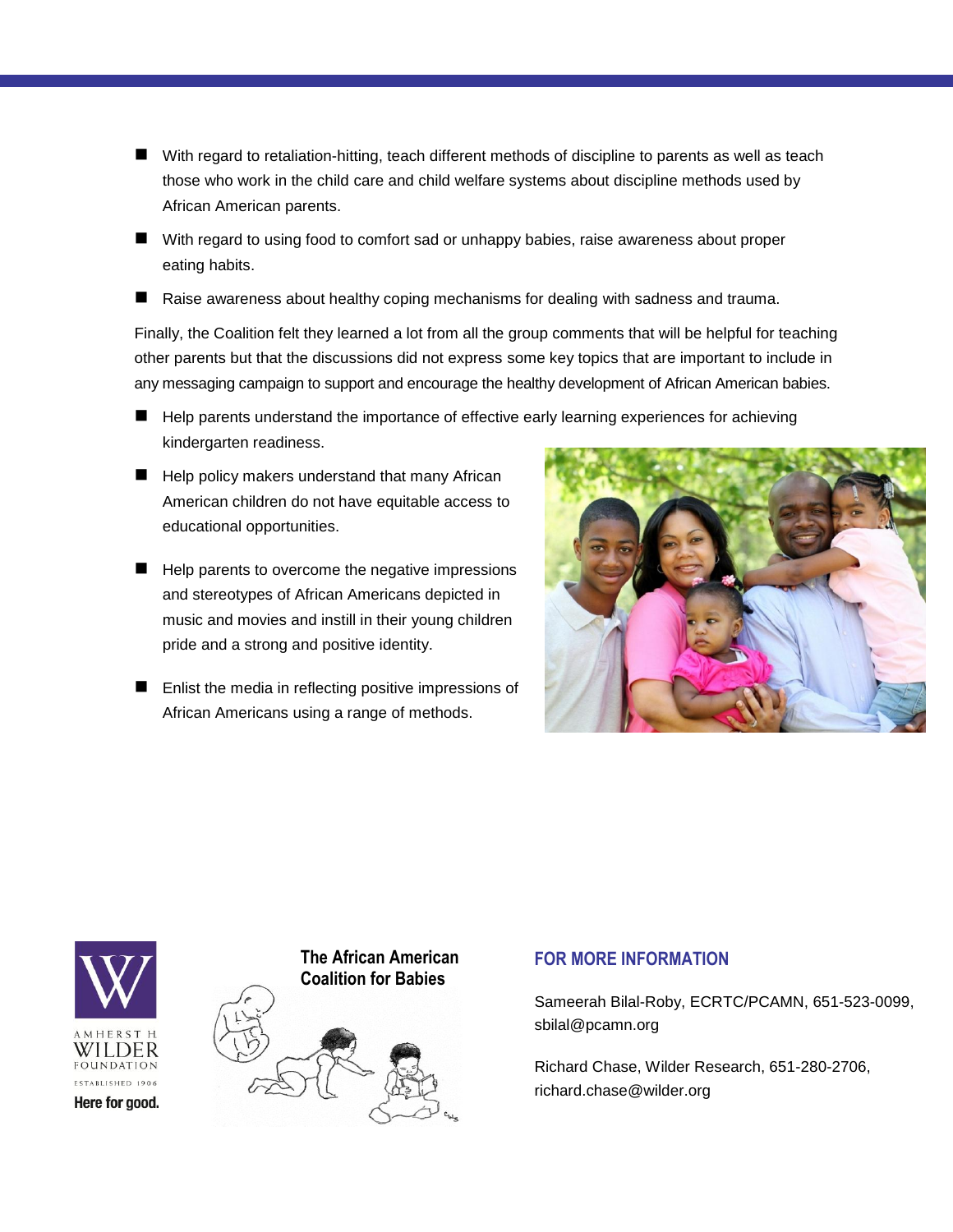- With regard to retaliation-hitting, teach different methods of discipline to parents as well as teach those who work in the child care and child welfare systems about discipline methods used by African American parents.
- With regard to using food to comfort sad or unhappy babies, raise awareness about proper eating habits.
- Raise awareness about healthy coping mechanisms for dealing with sadness and trauma.

Finally, the Coalition felt they learned a lot from all the group comments that will be helpful for teaching other parents but that the discussions did not express some key topics that are important to include in any messaging campaign to support and encourage the healthy development of African American babies.

- Help parents understand the importance of effective early learning experiences for achieving kindergarten readiness.
- Help policy makers understand that many African American children do not have equitable access to educational opportunities.
- Help parents to overcome the negative impressions and stereotypes of African Americans depicted in music and movies and instill in their young children pride and a strong and positive identity.
- Enlist the media in reflecting positive impressions of African Americans using a range of methods.

AMHERST H. WILDER FOUNDATION
ESTABLISHED 1906
**Here for good.**

**The African American Coalition for Babies**

## FOR MORE INFORMATION

Sameerah Bilal-Roby, ECRTC/PCAMN, 651-523-0099, sbilal@pcamn.org

Richard Chase, Wilder Research, 651-280-2706, richard.chase@wilder.org